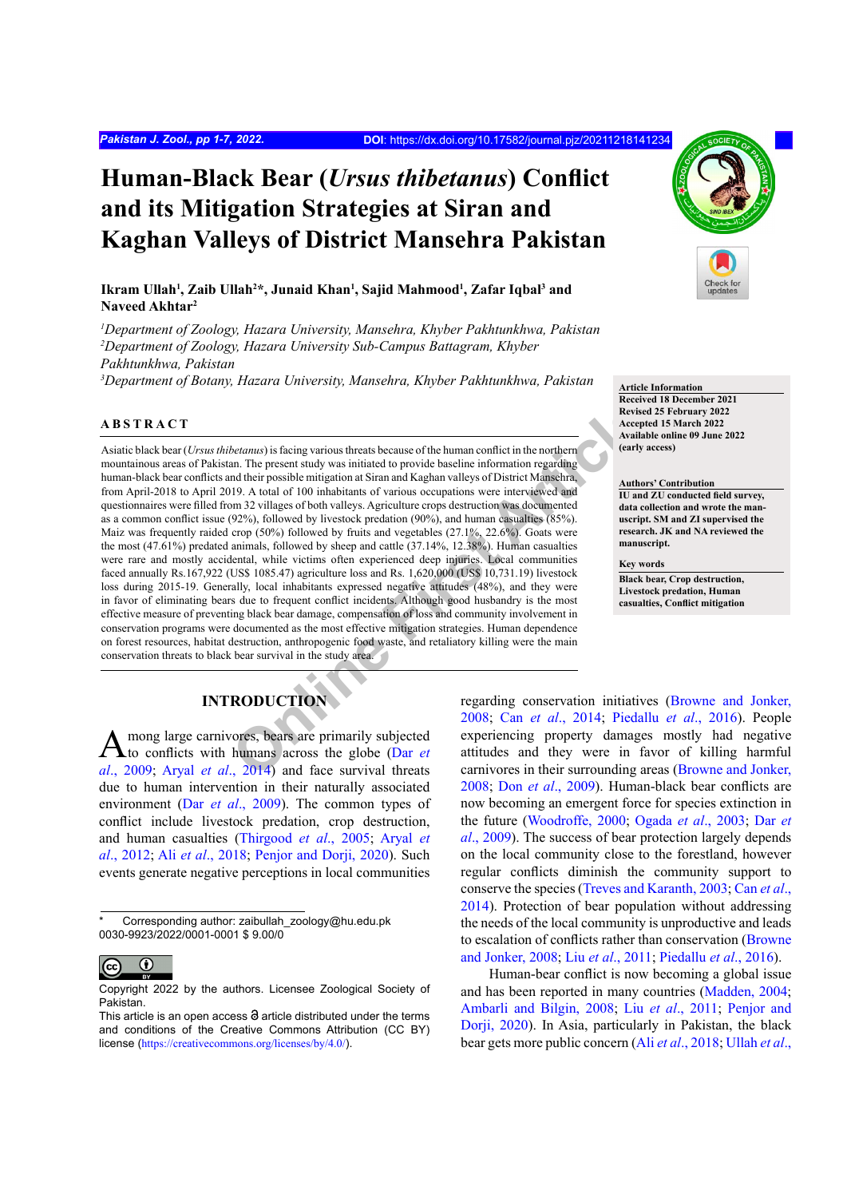# Human-Black Bear (*Ursus thibetanus*) Conflict and its Mitigation Strategies at Siran and Kaghan Valleys of District Mansehra Pakistan

**Ikram Ullah[1], Zaib Ullah[2]*, Junaid Khan[1], Sajid Mahmood[1], Zafar Iqbal[3] and Naveed Akhtar[2]**

*[1]Department of Zoology, Hazara University, Mansehra, Khyber Pakhtunkhwa, Pakistan*
*[2]Department of Zoology, Hazara University Sub-Campus Battagram, Khyber Pakhtunkhwa, Pakistan*
*[3]Department of Botany, Hazara University, Mansehra, Khyber Pakhtunkhwa, Pakistan*

**Article Information**
Received 18 December 2021
Revised 25 February 2022
Accepted 15 March 2022
Available online 09 June 2022 (early access)

**Authors' Contribution**
IU and ZU conducted field survey, data collection and wrote the manuscript. SM and ZI supervised the research. JK and NA reviewed the manuscript.

**Key words**
Black bear, Crop destruction, Livestock predation, Human casualties, Conflict mitigation

## ABSTRACT

Asiatic black bear (*Ursus thibetanus*) is facing various threats because of the human conflict in the northern mountainous areas of Pakistan. The present study was initiated to provide baseline information regarding human-black bear conflicts and their possible mitigation at Siran and Kaghan valleys of District Mansehra, from April-2018 to April 2019. A total of 100 inhabitants of various occupations were interviewed and questionnaires were filled from 32 villages of both valleys. Agriculture crops destruction was documented as a common conflict issue (92%), followed by livestock predation (90%), and human casualties (85%). Maiz was frequently raided crop (50%) followed by fruits and vegetables (27.1%, 22.6%). Goats were the most (47.61%) predated animals, followed by sheep and cattle (37.14%, 12.38%). Human casualties were rare and mostly accidental, while victims often experienced deep injuries. Local communities faced annually Rs.167,922 (US$ 1085.47) agriculture loss and Rs. 1,620,000 (US$ 10,731.19) livestock loss during 2015-19. Generally, local inhabitants expressed negative attitudes (48%), and they were in favor of eliminating bears due to frequent conflict incidents. Although good husbandry is the most effective measure of preventing black bear damage, compensation of loss and community involvement in conservation programs were documented as the most effective mitigation strategies. Human dependence on forest resources, habitat destruction, anthropogenic food waste, and retaliatory killing were the main conservation threats to black bear survival in the study area.

## INTRODUCTION

Among large carnivores, bears are primarily subjected to conflicts with humans across the globe (Dar *et al*., 2009; Aryal *et al*., 2014) and face survival threats due to human intervention in their naturally associated environment (Dar *et al*., 2009). The common types of conflict include livestock predation, crop destruction, and human casualties (Thirgood *et al*., 2005; Aryal *et al*., 2012; Ali *et al*., 2018; Penjor and Dorji, 2020). Such events generate negative perceptions in local communities regarding conservation initiatives (Browne and Jonker, 2008; Can *et al*., 2014; Piedallu *et al*., 2016). People experiencing property damages mostly had negative attitudes and they were in favor of killing harmful carnivores in their surrounding areas (Browne and Jonker, 2008; Don *et al*., 2009). Human-black bear conflicts are now becoming an emergent force for species extinction in the future (Woodroffe, 2000; Ogada *et al*., 2003; Dar *et al*., 2009). The success of bear protection largely depends on the local community close to the forestland, however regular conflicts diminish the community support to conserve the species (Treves and Karanth, 2003; Can *et al*., 2014). Protection of bear population without addressing the needs of the local community is unproductive and leads to escalation of conflicts rather than conservation (Browne and Jonker, 2008; Liu *et al*., 2011; Piedallu *et al*., 2016).

Human-bear conflict is now becoming a global issue and has been reported in many countries (Madden, 2004; Ambarli and Bilgin, 2008; Liu *et al*., 2011; Penjor and Dorji, 2020). In Asia, particularly in Pakistan, the black bear gets more public concern (Ali *et al*., 2018; Ullah *et al*.,

\* Corresponding author: zaibullah_zoology@hu.edu.pk
0030-9923/2022/0001-0001 $ 9.00/0

Copyright 2022 by the authors. Licensee Zoological Society of Pakistan.
This article is an open access article distributed under the terms and conditions of the Creative Commons Attribution (CC BY) license (https://creativecommons.org/licenses/by/4.0/).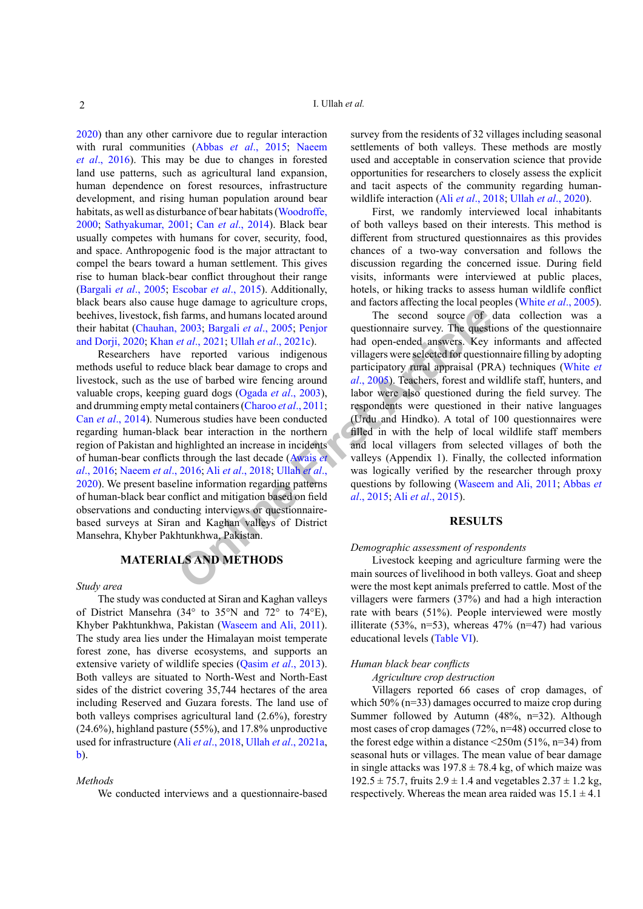2020) than any other carnivore due to regular interaction with rural communities (Abbas *et al*., 2015; Naeem *et al*., 2016). This may be due to changes in forested land use patterns, such as agricultural land expansion, human dependence on forest resources, infrastructure development, and rising human population around bear habitats, as well as disturbance of bear habitats (Woodroffe, 2000; Sathyakumar, 2001; Can *et al*., 2014). Black bear usually competes with humans for cover, security, food, and space. Anthropogenic food is the major attractant to compel the bears toward a human settlement. This gives rise to human black-bear conflict throughout their range (Bargali *et al*., 2005; Escobar *et al*., 2015). Additionally, black bears also cause huge damage to agriculture crops, beehives, livestock, fish farms, and humans located around their habitat (Chauhan, 2003; Bargali *et al*., 2005; Penjor and Dorji, 2020; Khan *et al*., 2021; Ullah *et al*., 2021c).

Researchers have reported various indigenous methods useful to reduce black bear damage to crops and livestock, such as the use of barbed wire fencing around valuable crops, keeping guard dogs (Ogada *et al*., 2003), and drumming empty metal containers (Charoo *et al*., 2011; Can *et al*., 2014). Numerous studies have been conducted regarding human-black bear interaction in the northern region of Pakistan and highlighted an increase in incidents of human-bear conflicts through the last decade (Awais *et al*., 2016; Naeem *et al*., 2016; Ali *et al*., 2018; Ullah *et al*., 2020). We present baseline information regarding patterns of human-black bear conflict and mitigation based on field observations and conducting interviews or questionnaire-based surveys at Siran and Kaghan valleys of District Mansehra, Khyber Pakhtunkhwa, Pakistan.

## MATERIALS AND METHODS

*Study area*

The study was conducted at Siran and Kaghan valleys of District Mansehra (34° to 35°N and 72° to 74°E), Khyber Pakhtunkhwa, Pakistan (Waseem and Ali, 2011). The study area lies under the Himalayan moist temperate forest zone, has diverse ecosystems, and supports an extensive variety of wildlife species (Qasim *et al*., 2013). Both valleys are situated to North-West and North-East sides of the district covering 35,744 hectares of the area including Reserved and Guzara forests. The land use of both valleys comprises agricultural land (2.6%), forestry (24.6%), highland pasture (55%), and 17.8% unproductive used for infrastructure (Ali *et al*., 2018, Ullah *et al*., 2021a, b).

*Methods*

We conducted interviews and a questionnaire-based survey from the residents of 32 villages including seasonal settlements of both valleys. These methods are mostly used and acceptable in conservation science that provide opportunities for researchers to closely assess the explicit and tacit aspects of the community regarding human-wildlife interaction (Ali *et al*., 2018; Ullah *et al*., 2020).

First, we randomly interviewed local inhabitants of both valleys based on their interests. This method is different from structured questionnaires as this provides chances of a two-way conversation and follows the discussion regarding the concerned issue. During field visits, informants were interviewed at public places, hotels, or hiking tracks to assess human wildlife conflict and factors affecting the local peoples (White *et al*., 2005).

The second source of data collection was a questionnaire survey. The questions of the questionnaire had open-ended answers. Key informants and affected villagers were selected for questionnaire filling by adopting participatory rural appraisal (PRA) techniques (White *et al*., 2005). Teachers, forest and wildlife staff, hunters, and labor were also questioned during the field survey. The respondents were questioned in their native languages (Urdu and Hindko). A total of 100 questionnaires were filled in with the help of local wildlife staff members and local villagers from selected villages of both the valleys (Appendix 1). Finally, the collected information was logically verified by the researcher through proxy questions by following (Waseem and Ali, 2011; Abbas *et al*., 2015; Ali *et al*., 2015).

## RESULTS

*Demographic assessment of respondents*

Livestock keeping and agriculture farming were the main sources of livelihood in both valleys. Goat and sheep were the most kept animals preferred to cattle. Most of the villagers were farmers (37%) and had a high interaction rate with bears (51%). People interviewed were mostly illiterate (53%, n=53), whereas 47% (n=47) had various educational levels (Table VI).

*Human black bear conflicts*

*Agriculture crop destruction*

Villagers reported 66 cases of crop damages, of which 50% (n=33) damages occurred to maize crop during Summer followed by Autumn (48%, n=32). Although most cases of crop damages (72%, n=48) occurred close to the forest edge within a distance <250m (51%, n=34) from seasonal huts or villages. The mean value of bear damage in single attacks was 197.8 ± 78.4 kg, of which maize was 192.5 ± 75.7, fruits 2.9 ± 1.4 and vegetables 2.37 ± 1.2 kg, respectively. Whereas the mean area raided was 15.1 ± 4.1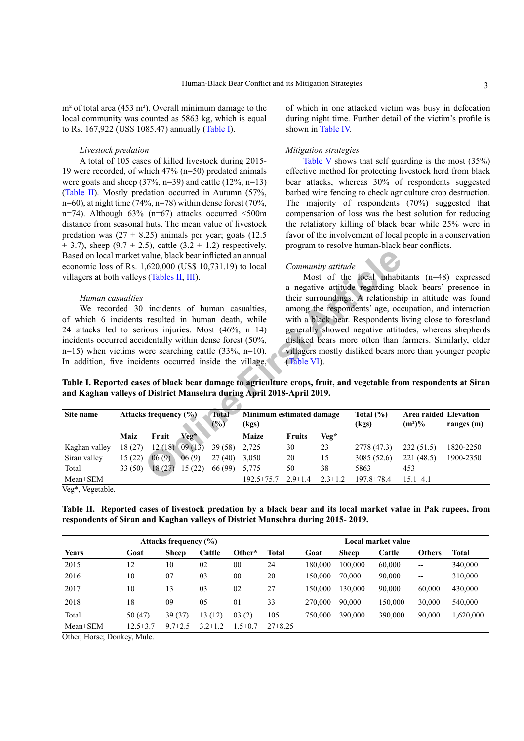m² of total area (453 m²). Overall minimum damage to the local community was counted as 5863 kg, which is equal to Rs. 167,922 (US$ 1085.47) annually (Table I).

*Livestock predation*

A total of 105 cases of killed livestock during 2015-19 were recorded, of which 47% (n=50) predated animals were goats and sheep (37%, n=39) and cattle (12%, n=13) (Table II). Mostly predation occurred in Autumn (57%, n=60), at night time (74%, n=78) within dense forest (70%, n=74). Although 63% (n=67) attacks occurred <500m distance from seasonal huts. The mean value of livestock predation was (27 ± 8.25) animals per year; goats (12.5 ± 3.7), sheep (9.7 ± 2.5), cattle (3.2 ± 1.2) respectively. Based on local market value, black bear inflicted an annual economic loss of Rs. 1,620,000 (US$ 10,731.19) to local villagers at both valleys (Tables II, III).

*Human casualties*

We recorded 30 incidents of human casualties, of which 6 incidents resulted in human death, while 24 attacks led to serious injuries. Most (46%, n=14) incidents occurred accidentally within dense forest (50%, n=15) when victims were searching cattle (33%, n=10). In addition, five incidents occurred inside the village, of which in one attacked victim was busy in defecation during night time. Further detail of the victim's profile is shown in Table IV.

*Mitigation strategies*

Table V shows that self guarding is the most (35%) effective method for protecting livestock herd from black bear attacks, whereas 30% of respondents suggested barbed wire fencing to check agriculture crop destruction. The majority of respondents (70%) suggested that compensation of loss was the best solution for reducing the retaliatory killing of black bear while 25% were in favor of the involvement of local people in a conservation program to resolve human-black bear conflicts.

*Community attitude*

Most of the local inhabitants (n=48) expressed a negative attitude regarding black bears' presence in their surroundings. A relationship in attitude was found among the respondents' age, occupation, and interaction with a black bear. Respondents living close to forestland generally showed negative attitudes, whereas shepherds disliked bears more often than farmers. Similarly, elder villagers mostly disliked bears more than younger people (Table VI).

**Table I. Reported cases of black bear damage to agriculture crops, fruit, and vegetable from respondents at Siran and Kaghan valleys of District Mansehra during April 2018-April 2019.**

| Site name | Attacks frequency (%) | | | Total (%) | Minimum estimated damage (kgs) | | | Total (%) (kgs) | Area raided (m²)% | Elevation ranges (m) |
|---|---|---|---|---|---|---|---|---|---|---|
| | Maiz | Fruit | Veg* | | Maize | Fruits | Veg* | | | |
| Kaghan valley | 18 (27) | 12 (18) | 09 (13) | 39 (58) | 2,725 | 30 | 23 | 2778 (47.3) | 232 (51.5) | 1820-2250 |
| Siran valley | 15 (22) | 06 (9) | 06 (9) | 27 (40) | 3,050 | 20 | 15 | 3085 (52.6) | 221 (48.5) | 1900-2350 |
| Total | 33 (50) | 18 (27) | 15 (22) | 66 (99) | 5,775 | 50 | 38 | 5863 | 453 | |
| Mean±SEM | | | | | 192.5±75.7 | 2.9±1.4 | 2.3±1.2 | 197.8±78.4 | 15.1±4.1 | |

Veg*, Vegetable.

**Table II. Reported cases of livestock predation by a black bear and its local market value in Pak rupees, from respondents of Siran and Kaghan valleys of District Mansehra during 2015- 2019.**

| | Attacks frequency (%) | | | | | Local market value | | | | |
|---|---|---|---|---|---|---|---|---|---|---|
| Years | Goat | Sheep | Cattle | Other* | Total | Goat | Sheep | Cattle | Others | Total |
| 2015 | 12 | 10 | 02 | 00 | 24 | 180,000 | 100,000 | 60,000 | -- | 340,000 |
| 2016 | 10 | 07 | 03 | 00 | 20 | 150,000 | 70,000 | 90,000 | -- | 310,000 |
| 2017 | 10 | 13 | 03 | 02 | 27 | 150,000 | 130,000 | 90,000 | 60,000 | 430,000 |
| 2018 | 18 | 09 | 05 | 01 | 33 | 270,000 | 90,000 | 150,000 | 30,000 | 540,000 |
| Total | 50 (47) | 39 (37) | 13 (12) | 03 (2) | 105 | 750,000 | 390,000 | 390,000 | 90,000 | 1,620,000 |
| Mean±SEM | 12.5±3.7 | 9.7±2.5 | 3.2±1.2 | 1.5±0.7 | 27±8.25 | | | | | |

Other, Horse; Donkey, Mule.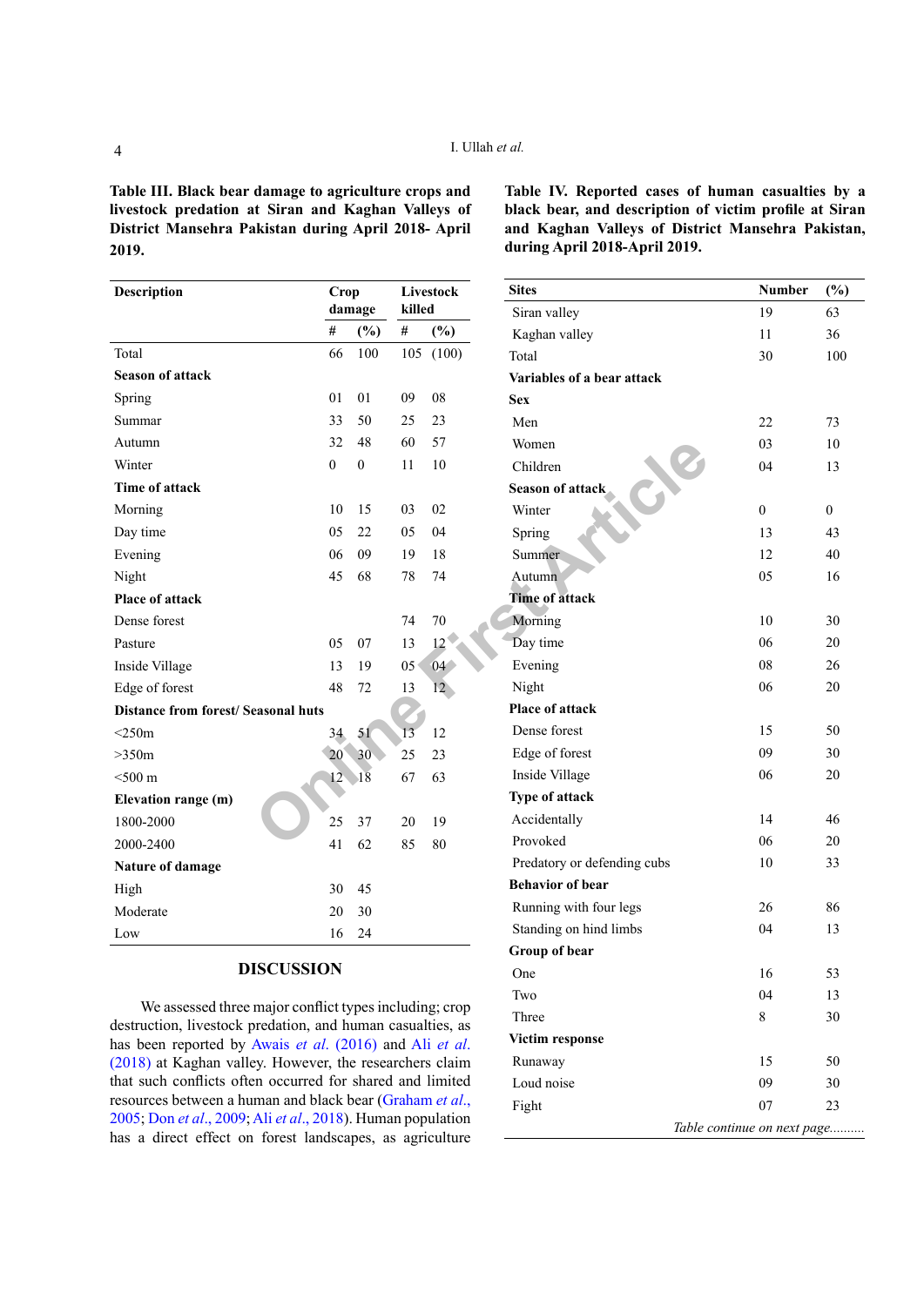**Table III. Black bear damage to agriculture crops and livestock predation at Siran and Kaghan Valleys of District Mansehra Pakistan during April 2018- April 2019.**

| Description | Crop damage | | Livestock killed | |
|---|---|---|---|---|
| | # | (%) | # | (%) |
| Total | 66 | 100 | 105 | (100) |
| **Season of attack** | | | | |
| Spring | 01 | 01 | 09 | 08 |
| Summar | 33 | 50 | 25 | 23 |
| Autumn | 32 | 48 | 60 | 57 |
| Winter | 0 | 0 | 11 | 10 |
| **Time of attack** | | | | |
| Morning | 10 | 15 | 03 | 02 |
| Day time | 05 | 22 | 05 | 04 |
| Evening | 06 | 09 | 19 | 18 |
| Night | 45 | 68 | 78 | 74 |
| **Place of attack** | | | | |
| Dense forest | | | 74 | 70 |
| Pasture | 05 | 07 | 13 | 12 |
| Inside Village | 13 | 19 | 05 | 04 |
| Edge of forest | 48 | 72 | 13 | 12 |
| **Distance from forest/ Seasonal huts** | | | | |
| <250m | 34 | 51 | 13 | 12 |
| >350m | 20 | 30 | 25 | 23 |
| <500 m | 12 | 18 | 67 | 63 |
| **Elevation range (m)** | | | | |
| 1800-2000 | 25 | 37 | 20 | 19 |
| 2000-2400 | 41 | 62 | 85 | 80 |
| **Nature of damage** | | | | |
| High | 30 | 45 | | |
| Moderate | 20 | 30 | | |
| Low | 16 | 24 | | |

## DISCUSSION

We assessed three major conflict types including; crop destruction, livestock predation, and human casualties, as has been reported by Awais *et al.* (2016) and Ali *et al.* (2018) at Kaghan valley. However, the researchers claim that such conflicts often occurred for shared and limited resources between a human and black bear (Graham *et al*., 2005; Don *et al*., 2009; Ali *et al*., 2018). Human population has a direct effect on forest landscapes, as agriculture

**Table IV. Reported cases of human casualties by a black bear, and description of victim profile at Siran and Kaghan Valleys of District Mansehra Pakistan, during April 2018-April 2019.**

| Sites | Number | (%) |
|---|---|---|
| Siran valley | 19 | 63 |
| Kaghan valley | 11 | 36 |
| Total | 30 | 100 |
| **Variables of a bear attack** | | |
| **Sex** | | |
| Men | 22 | 73 |
| Women | 03 | 10 |
| Children | 04 | 13 |
| **Season of attack** | | |
| Winter | 0 | 0 |
| Spring | 13 | 43 |
| Summer | 12 | 40 |
| Autumn | 05 | 16 |
| **Time of attack** | | |
| Morning | 10 | 30 |
| Day time | 06 | 20 |
| Evening | 08 | 26 |
| Night | 06 | 20 |
| **Place of attack** | | |
| Dense forest | 15 | 50 |
| Edge of forest | 09 | 30 |
| Inside Village | 06 | 20 |
| **Type of attack** | | |
| Accidentally | 14 | 46 |
| Provoked | 06 | 20 |
| Predatory or defending cubs | 10 | 33 |
| **Behavior of bear** | | |
| Running with four legs | 26 | 86 |
| Standing on hind limbs | 04 | 13 |
| **Group of bear** | | |
| One | 16 | 53 |
| Two | 04 | 13 |
| Three | 8 | 30 |
| **Victim response** | | |
| Runaway | 15 | 50 |
| Loud noise | 09 | 30 |
| Fight | 07 | 23 |

*Table continue on next page..........*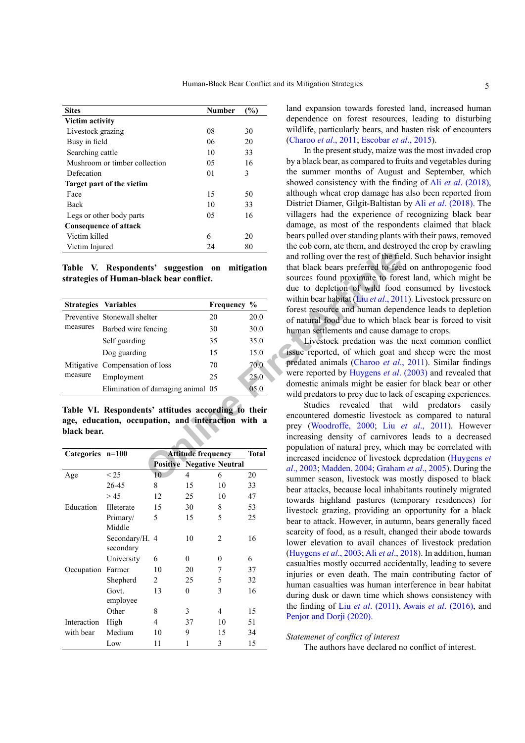| Sites | Number | (%) |
|---|---|---|
| **Victim activity** | | |
| Livestock grazing | 08 | 30 |
| Busy in field | 06 | 20 |
| Searching cattle | 10 | 33 |
| Mushroom or timber collection | 05 | 16 |
| Defecation | 01 | 3 |
| **Target part of the victim** | | |
| Face | 15 | 50 |
| Back | 10 | 33 |
| Legs or other body parts | 05 | 16 |
| **Consequence of attack** | | |
| Victim killed | 6 | 20 |
| Victim Injured | 24 | 80 |

**Table V. Respondents' suggestion on mitigation strategies of Human-black bear conflict.**

| Strategies | Variables | Frequency | % |
|---|---|---|---|
| Preventive measures | Stonewall shelter | 20 | 20.0 |
| | Barbed wire fencing | 30 | 30.0 |
| | Self guarding | 35 | 35.0 |
| | Dog guarding | 15 | 15.0 |
| Mitigative measure | Compensation of loss | 70 | 70.0 |
| | Employment | 25 | 25.0 |
| | Elimination of damaging animal | 05 | 05.0 |

**Table VI. Respondents' attitudes according to their age, education, occupation, and interaction with a black bear.**

| Categories | n=100 | Attitude frequency | | | Total |
|---|---|---|---|---|---|
| | | Positive | Negative | Neutral | |
| Age | < 25 | 10 | 4 | 6 | 20 |
| | 26-45 | 8 | 15 | 10 | 33 |
| | > 45 | 12 | 25 | 10 | 47 |
| Education | Illeterate | 15 | 30 | 8 | 53 |
| | Primary/ Middle | 5 | 15 | 5 | 25 |
| | Secondary/H. secondary | 4 | 10 | 2 | 16 |
| | University | 6 | 0 | 0 | 6 |
| Occupation | Farmer | 10 | 20 | 7 | 37 |
| | Shepherd | 2 | 25 | 5 | 32 |
| | Govt. employee | 13 | 0 | 3 | 16 |
| | Other | 8 | 3 | 4 | 15 |
| Interaction with bear | High | 4 | 37 | 10 | 51 |
| | Medium | 10 | 9 | 15 | 34 |
| | Low | 11 | 1 | 3 | 15 |

land expansion towards forested land, increased human dependence on forest resources, leading to disturbing wildlife, particularly bears, and hasten risk of encounters (Charoo *et al*., 2011; Escobar *et al*., 2015).

In the present study, maize was the most invaded crop by a black bear, as compared to fruits and vegetables during the summer months of August and September, which showed consistency with the finding of Ali *et al*. (2018), although wheat crop damage has also been reported from District Diamer, Gilgit-Baltistan by Ali *et al*. (2018). The villagers had the experience of recognizing black bear damage, as most of the respondents claimed that black bears pulled over standing plants with their paws, removed the cob corn, ate them, and destroyed the crop by crawling and rolling over the rest of the field. Such behavior insight that black bears preferred to feed on anthropogenic food sources found proximate to forest land, which might be due to depletion of wild food consumed by livestock within bear habitat (Liu *et al*., 2011). Livestock pressure on forest resource and human dependence leads to depletion of natural food due to which black bear is forced to visit human settlements and cause damage to crops.

Livestock predation was the next common conflict issue reported, of which goat and sheep were the most predated animals (Charoo *et al*., 2011). Similar findings were reported by Huygens *et al*. (2003) and revealed that domestic animals might be easier for black bear or other wild predators to prey due to lack of escaping experiences.

Studies revealed that wild predators easily encountered domestic livestock as compared to natural prey (Woodroffe, 2000; Liu *et al*., 2011). However increasing density of carnivores leads to a decreased population of natural prey, which may be correlated with increased incidence of livestock depredation (Huygens *et al*., 2003; Madden. 2004; Graham *et al*., 2005). During the summer season, livestock was mostly disposed to black bear attacks, because local inhabitants routinely migrated towards highland pastures (temporary residences) for livestock grazing, providing an opportunity for a black bear to attack. However, in autumn, bears generally faced scarcity of food, as a result, changed their abode towards lower elevation to avail chances of livestock predation (Huygens *et al*., 2003; Ali *et al*., 2018). In addition, human casualties mostly occurred accidentally, leading to severe injuries or even death. The main contributing factor of human casualties was human interference in bear habitat during dusk or dawn time which shows consistency with the finding of Liu *et al*. (2011), Awais *et al*. (2016), and Penjor and Dorji (2020).

*Statemenet of conflict of interest*

The authors have declared no conflict of interest.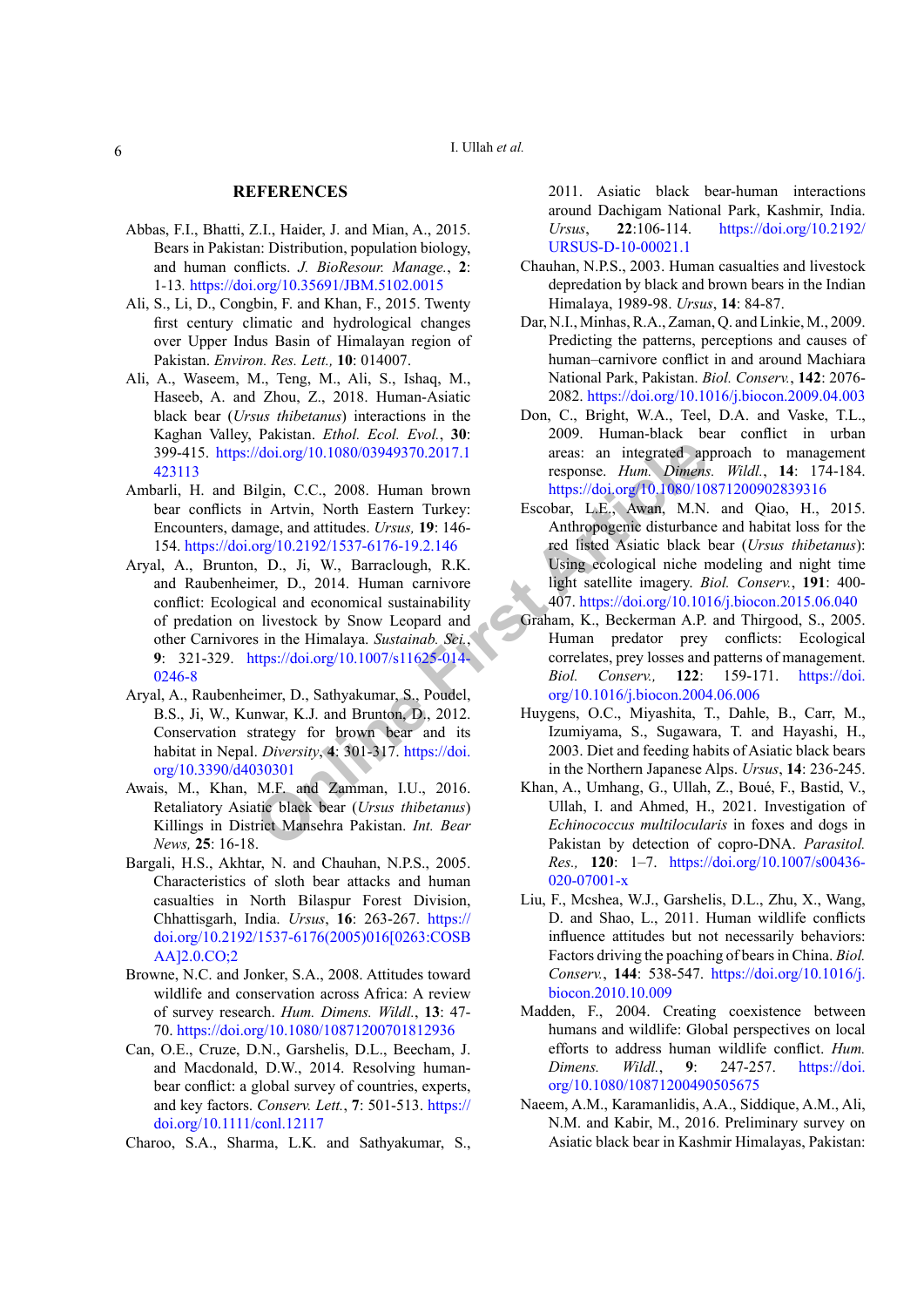## REFERENCES

Abbas, F.I., Bhatti, Z.I., Haider, J. and Mian, A., 2015. Bears in Pakistan: Distribution, population biology, and human conflicts. *J. BioResour. Manage.*, **2**: 1-13. https://doi.org/10.35691/JBM.5102.0015

Ali, S., Li, D., Congbin, F. and Khan, F., 2015. Twenty first century climatic and hydrological changes over Upper Indus Basin of Himalayan region of Pakistan. *Environ. Res. Lett.,* **10**: 014007.

Ali, A., Waseem, M., Teng, M., Ali, S., Ishaq, M., Haseeb, A. and Zhou, Z., 2018. Human-Asiatic black bear (*Ursus thibetanus*) interactions in the Kaghan Valley, Pakistan. *Ethol. Ecol. Evol.*, **30**: 399-415. https://doi.org/10.1080/03949370.2017.1423113

Ambarli, H. and Bilgin, C.C., 2008. Human brown bear conflicts in Artvin, North Eastern Turkey: Encounters, damage, and attitudes. *Ursus,* **19**: 146-154. https://doi.org/10.2192/1537-6176-19.2.146

Aryal, A., Brunton, D., Ji, W., Barraclough, R.K. and Raubenheimer, D., 2014. Human carnivore conflict: Ecological and economical sustainability of predation on livestock by Snow Leopard and other Carnivores in the Himalaya. *Sustainab. Sci.*, **9**: 321-329. https://doi.org/10.1007/s11625-014-0246-8

Aryal, A., Raubenheimer, D., Sathyakumar, S., Poudel, B.S., Ji, W., Kunwar, K.J. and Brunton, D., 2012. Conservation strategy for brown bear and its habitat in Nepal. *Diversity*, **4**: 301-317. https://doi.org/10.3390/d4030301

Awais, M., Khan, M.F. and Zamman, I.U., 2016. Retaliatory Asiatic black bear (*Ursus thibetanus*) Killings in District Mansehra Pakistan. *Int. Bear News,* **25**: 16-18.

Bargali, H.S., Akhtar, N. and Chauhan, N.P.S., 2005. Characteristics of sloth bear attacks and human casualties in North Bilaspur Forest Division, Chhattisgarh, India. *Ursus*, **16**: 263-267. https://doi.org/10.2192/1537-6176(2005)016[0263:COSBAA]2.0.CO;2

Browne, N.C. and Jonker, S.A., 2008. Attitudes toward wildlife and conservation across Africa: A review of survey research. *Hum. Dimens. Wildl.*, **13**: 47-70. https://doi.org/10.1080/10871200701812936

Can, O.E., Cruze, D.N., Garshelis, D.L., Beecham, J. and Macdonald, D.W., 2014. Resolving human-bear conflict: a global survey of countries, experts, and key factors. *Conserv. Lett.*, **7**: 501-513. https://doi.org/10.1111/conl.12117

Charoo, S.A., Sharma, L.K. and Sathyakumar, S., 2011. Asiatic black bear-human interactions around Dachigam National Park, Kashmir, India. *Ursus*, **22**:106-114. https://doi.org/10.2192/URSUS-D-10-00021.1

Chauhan, N.P.S., 2003. Human casualties and livestock depredation by black and brown bears in the Indian Himalaya, 1989-98. *Ursus*, **14**: 84-87.

Dar, N.I., Minhas, R.A., Zaman, Q. and Linkie, M., 2009. Predicting the patterns, perceptions and causes of human–carnivore conflict in and around Machiara National Park, Pakistan. *Biol. Conserv.*, **142**: 2076-2082. https://doi.org/10.1016/j.biocon.2009.04.003

Don, C., Bright, W.A., Teel, D.A. and Vaske, T.L., 2009. Human-black bear conflict in urban areas: an integrated approach to management response. *Hum. Dimens. Wildl.*, **14**: 174-184. https://doi.org/10.1080/10871200902839316

Escobar, L.E., Awan, M.N. and Qiao, H., 2015. Anthropogenic disturbance and habitat loss for the red listed Asiatic black bear (*Ursus thibetanus*): Using ecological niche modeling and night time light satellite imagery. *Biol. Conserv.*, **191**: 400-407. https://doi.org/10.1016/j.biocon.2015.06.040

Graham, K., Beckerman A.P. and Thirgood, S., 2005. Human predator prey conflicts: Ecological correlates, prey losses and patterns of management. *Biol. Conserv.,* **122**: 159-171. https://doi.org/10.1016/j.biocon.2004.06.006

Huygens, O.C., Miyashita, T., Dahle, B., Carr, M., Izumiyama, S., Sugawara, T. and Hayashi, H., 2003. Diet and feeding habits of Asiatic black bears in the Northern Japanese Alps. *Ursus*, **14**: 236-245.

Khan, A., Umhang, G., Ullah, Z., Boué, F., Bastid, V., Ullah, I. and Ahmed, H., 2021. Investigation of *Echinococcus multilocularis* in foxes and dogs in Pakistan by detection of copro-DNA. *Parasitol. Res.,* **120**: 1–7. https://doi.org/10.1007/s00436-020-07001-x

Liu, F., Mcshea, W.J., Garshelis, D.L., Zhu, X., Wang, D. and Shao, L., 2011. Human wildlife conflicts influence attitudes but not necessarily behaviors: Factors driving the poaching of bears in China. *Biol. Conserv.*, **144**: 538-547. https://doi.org/10.1016/j.biocon.2010.10.009

Madden, F., 2004. Creating coexistence between humans and wildlife: Global perspectives on local efforts to address human wildlife conflict. *Hum. Dimens. Wildl.*, **9**: 247-257. https://doi.org/10.1080/10871200490505675

Naeem, A.M., Karamanlidis, A.A., Siddique, A.M., Ali, N.M. and Kabir, M., 2016. Preliminary survey on Asiatic black bear in Kashmir Himalayas, Pakistan: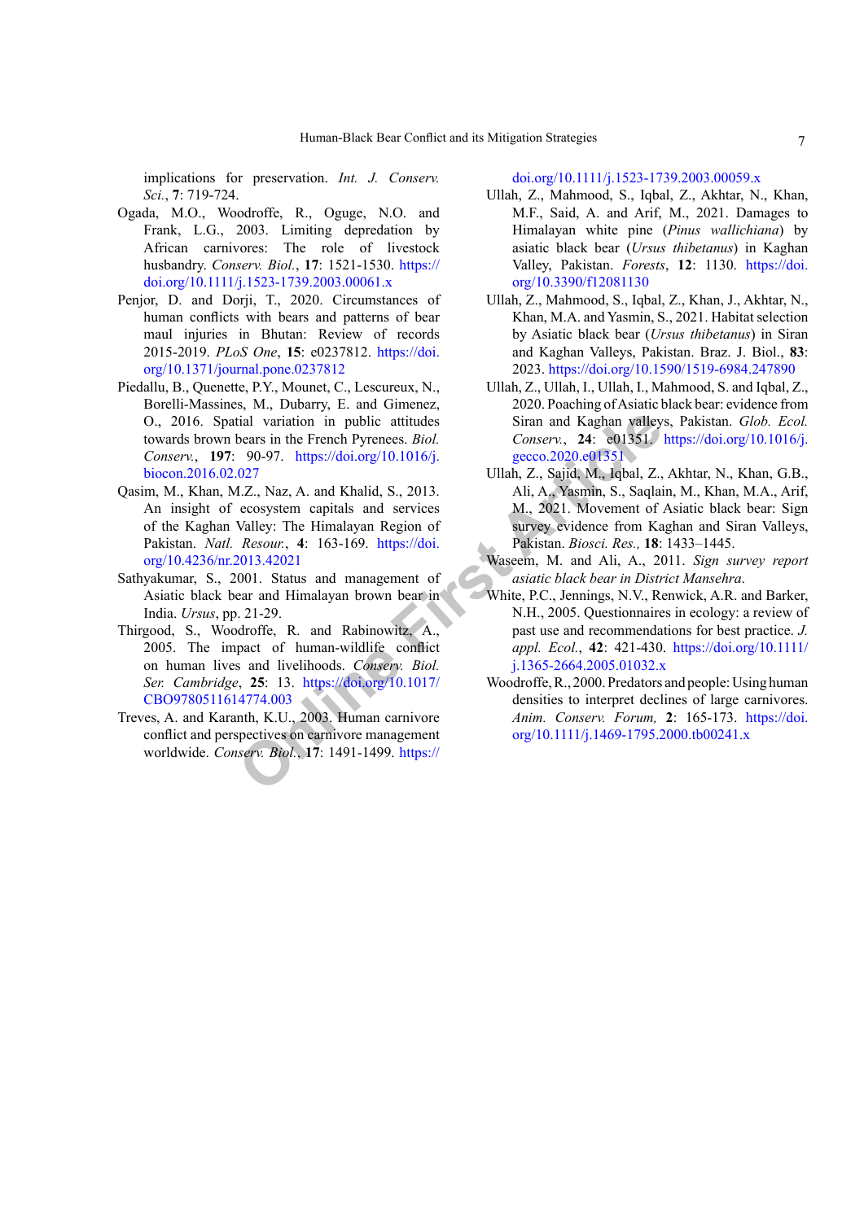implications for preservation. *Int. J. Conserv. Sci.*, **7**: 719-724.

Ogada, M.O., Woodroffe, R., Oguge, N.O. and Frank, L.G., 2003. Limiting depredation by African carnivores: The role of livestock husbandry. *Conserv. Biol.*, **17**: 1521-1530. https://doi.org/10.1111/j.1523-1739.2003.00061.x

Penjor, D. and Dorji, T., 2020. Circumstances of human conflicts with bears and patterns of bear maul injuries in Bhutan: Review of records 2015-2019. *PLoS One*, **15**: e0237812. https://doi.org/10.1371/journal.pone.0237812

Piedallu, B., Quenette, P.Y., Mounet, C., Lescureux, N., Borelli-Massines, M., Dubarry, E. and Gimenez, O., 2016. Spatial variation in public attitudes towards brown bears in the French Pyrenees. *Biol. Conserv.*, **197**: 90-97. https://doi.org/10.1016/j.biocon.2016.02.027

Qasim, M., Khan, M.Z., Naz, A. and Khalid, S., 2013. An insight of ecosystem capitals and services of the Kaghan Valley: The Himalayan Region of Pakistan. *Natl. Resour.*, **4**: 163-169. https://doi.org/10.4236/nr.2013.42021

Sathyakumar, S., 2001. Status and management of Asiatic black bear and Himalayan brown bear in India. *Ursus*, pp. 21-29.

Thirgood, S., Woodroffe, R. and Rabinowitz, A., 2005. The impact of human-wildlife conflict on human lives and livelihoods. *Conserv. Biol. Ser. Cambridge*, **25**: 13. https://doi.org/10.1017/CBO9780511614774.003

Treves, A. and Karanth, K.U., 2003. Human carnivore conflict and perspectives on carnivore management worldwide. *Conserv. Biol.*, **17**: 1491-1499. https://doi.org/10.1111/j.1523-1739.2003.00059.x

Ullah, Z., Mahmood, S., Iqbal, Z., Akhtar, N., Khan, M.F., Said, A. and Arif, M., 2021. Damages to Himalayan white pine (*Pinus wallichiana*) by asiatic black bear (*Ursus thibetanus*) in Kaghan Valley, Pakistan. *Forests*, **12**: 1130. https://doi.org/10.3390/f12081130

Ullah, Z., Mahmood, S., Iqbal, Z., Khan, J., Akhtar, N., Khan, M.A. and Yasmin, S., 2021. Habitat selection by Asiatic black bear (*Ursus thibetanus*) in Siran and Kaghan Valleys, Pakistan. Braz. J. Biol., **83**: 2023. https://doi.org/10.1590/1519-6984.247890

Ullah, Z., Ullah, I., Ullah, I., Mahmood, S. and Iqbal, Z., 2020. Poaching of Asiatic black bear: evidence from Siran and Kaghan valleys, Pakistan. *Glob. Ecol. Conserv.*, **24**: e01351. https://doi.org/10.1016/j.gecco.2020.e01351

Ullah, Z., Sajid, M., Iqbal, Z., Akhtar, N., Khan, G.B., Ali, A., Yasmin, S., Saqlain, M., Khan, M.A., Arif, M., 2021. Movement of Asiatic black bear: Sign survey evidence from Kaghan and Siran Valleys, Pakistan. *Biosci. Res.,* **18**: 1433–1445.

Waseem, M. and Ali, A., 2011. *Sign survey report asiatic black bear in District Mansehra*.

White, P.C., Jennings, N.V., Renwick, A.R. and Barker, N.H., 2005. Questionnaires in ecology: a review of past use and recommendations for best practice. *J. appl. Ecol.*, **42**: 421-430. https://doi.org/10.1111/j.1365-2664.2005.01032.x

Woodroffe, R., 2000. Predators and people: Using human densities to interpret declines of large carnivores. *Anim. Conserv. Forum,* **2**: 165-173. https://doi.org/10.1111/j.1469-1795.2000.tb00241.x